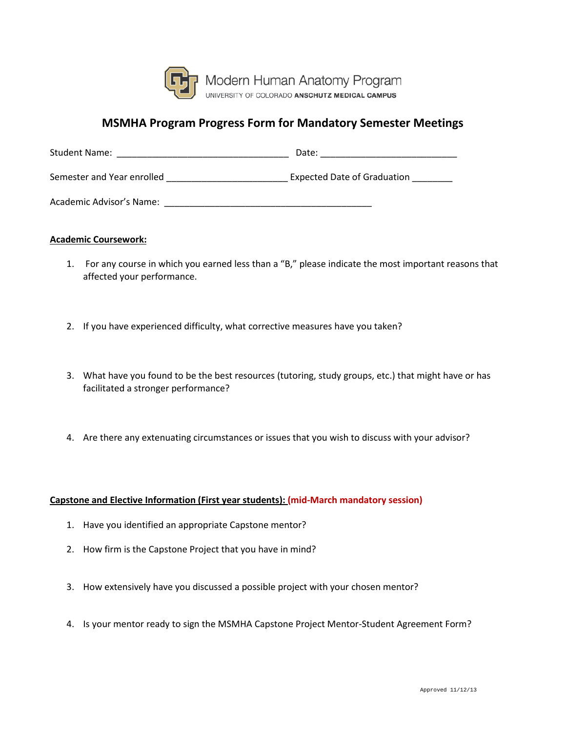Modern Human Anatomy Program

UNIVERSITY OF COLORADO **ANSCHUTZ MEDICAL CAMPUS**

# MSMHA Program Progress Form for Mandatory Semester Meetings

Student Name: ___________________________________ Date: ____________________________

Semester and Year enrolled ________________________ Expected Date of Graduation ________

Academic Advisor's Name: __________________________________________

**Academic Coursework:**

1. For any course in which you earned less than a "B," please indicate the most important reasons that affected your performance.

2. If you have experienced difficulty, what corrective measures have you taken?

3. What have you found to be the best resources (tutoring, study groups, etc.) that might have or has facilitated a stronger performance?

4. Are there any extenuating circumstances or issues that you wish to discuss with your advisor?

**Capstone and Elective Information (First year students): (mid-March mandatory session)**

1. Have you identified an appropriate Capstone mentor?

2. How firm is the Capstone Project that you have in mind?

3. How extensively have you discussed a possible project with your chosen mentor?

4. Is your mentor ready to sign the MSMHA Capstone Project Mentor-Student Agreement Form?

Approved 11/12/13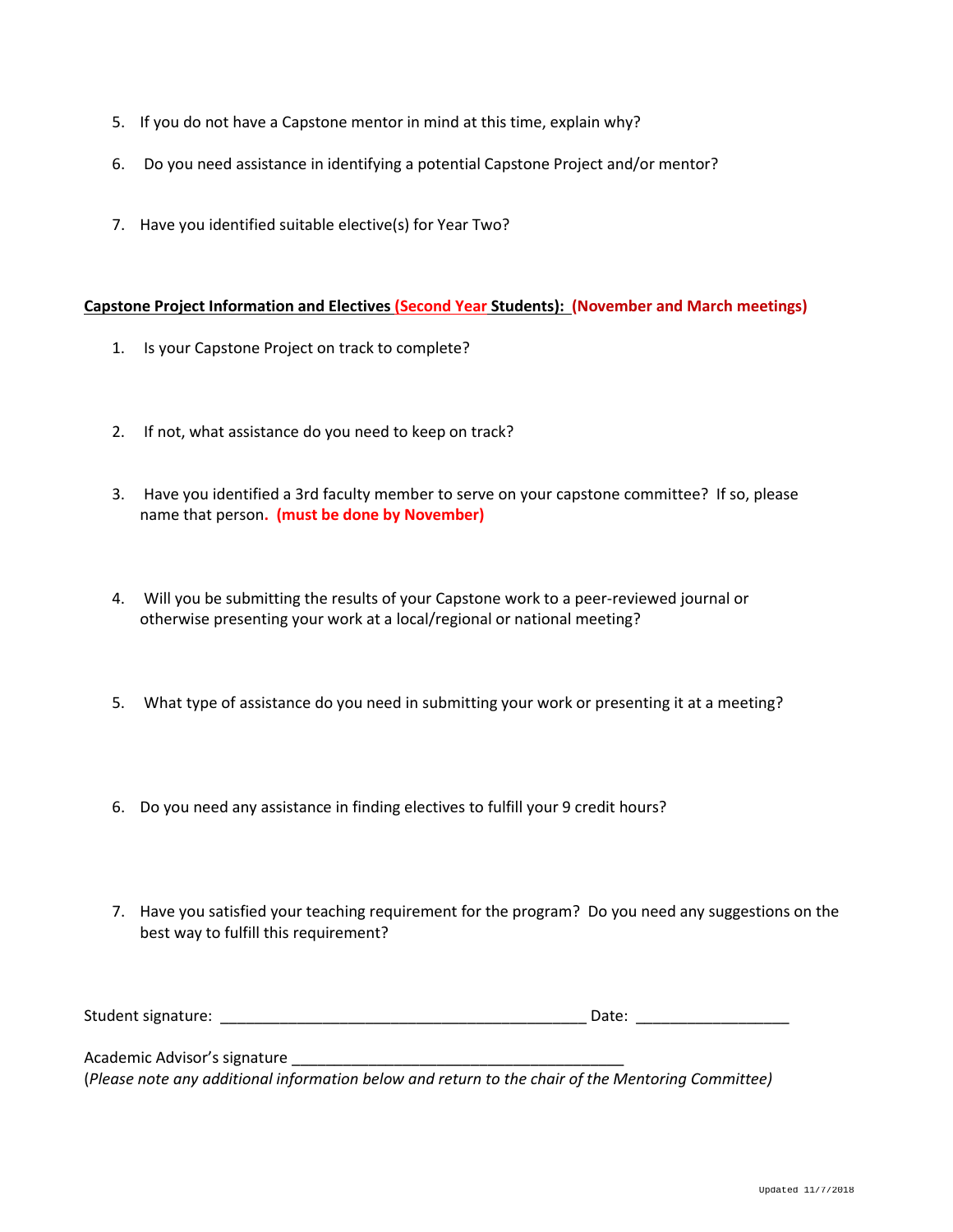5. If you do not have a Capstone mentor in mind at this time, explain why?

6. Do you need assistance in identifying a potential Capstone Project and/or mentor?

7. Have you identified suitable elective(s) for Year Two?

**Capstone Project Information and Electives (Second Year Students): (November and March meetings)**

1. Is your Capstone Project on track to complete?

2. If not, what assistance do you need to keep on track?

3. Have you identified a 3rd faculty member to serve on your capstone committee? If so, please name that person. **(must be done by November)**

4. Will you be submitting the results of your Capstone work to a peer-reviewed journal or otherwise presenting your work at a local/regional or national meeting?

5. What type of assistance do you need in submitting your work or presenting it at a meeting?

6. Do you need any assistance in finding electives to fulfill your 9 credit hours?

7. Have you satisfied your teaching requirement for the program? Do you need any suggestions on the best way to fulfill this requirement?

Student signature: ___________________________________________ Date: __________________

Academic Advisor's signature _______________________________________

(*Please note any additional information below and return to the chair of the Mentoring Committee*)

Updated 11/7/2018